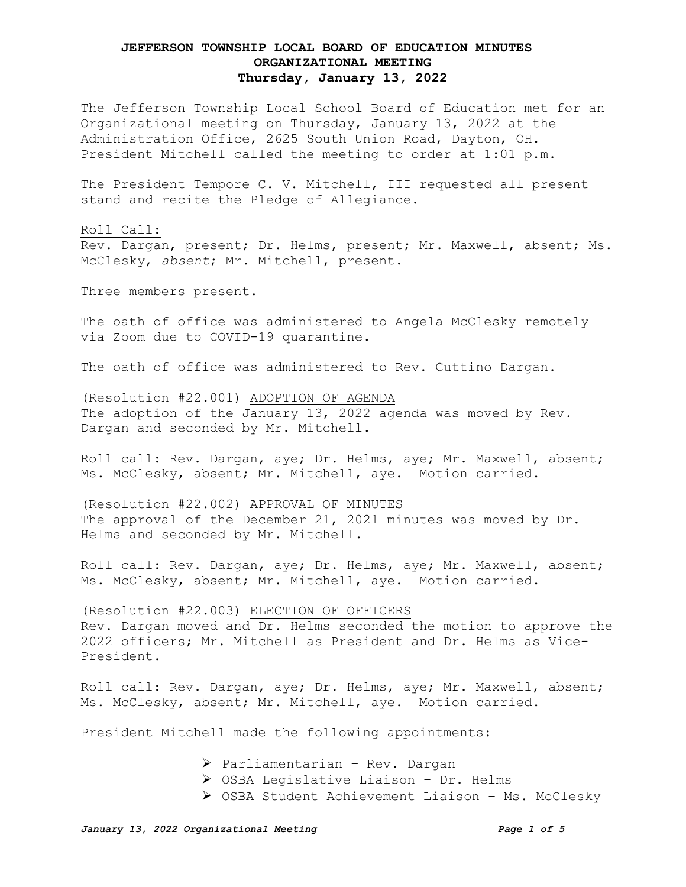# JEFFERSON TOWNSHIP LOCAL BOARD OF EDUCATION MINUTES
## ORGANIZATIONAL MEETING
### Thursday, January 13, 2022

The Jefferson Township Local School Board of Education met for an Organizational meeting on Thursday, January 13, 2022 at the Administration Office, 2625 South Union Road, Dayton, OH. President Mitchell called the meeting to order at 1:01 p.m.

The President Tempore C. V. Mitchell, III requested all present stand and recite the Pledge of Allegiance.

Roll Call:
Rev. Dargan, present; Dr. Helms, present; Mr. Maxwell, absent; Ms. McClesky, *absent*; Mr. Mitchell, present.

Three members present.

The oath of office was administered to Angela McClesky remotely via Zoom due to COVID-19 quarantine.

The oath of office was administered to Rev. Cuttino Dargan.

(Resolution #22.001) ADOPTION OF AGENDA
The adoption of the January 13, 2022 agenda was moved by Rev. Dargan and seconded by Mr. Mitchell.

Roll call: Rev. Dargan, aye; Dr. Helms, aye; Mr. Maxwell, absent; Ms. McClesky, absent; Mr. Mitchell, aye. Motion carried.

(Resolution #22.002) APPROVAL OF MINUTES
The approval of the December 21, 2021 minutes was moved by Dr. Helms and seconded by Mr. Mitchell.

Roll call: Rev. Dargan, aye; Dr. Helms, aye; Mr. Maxwell, absent; Ms. McClesky, absent; Mr. Mitchell, aye. Motion carried.

(Resolution #22.003) ELECTION OF OFFICERS
Rev. Dargan moved and Dr. Helms seconded the motion to approve the 2022 officers; Mr. Mitchell as President and Dr. Helms as Vice-President.

Roll call: Rev. Dargan, aye; Dr. Helms, aye; Mr. Maxwell, absent; Ms. McClesky, absent; Mr. Mitchell, aye. Motion carried.

President Mitchell made the following appointments:

- Parliamentarian – Rev. Dargan
- OSBA Legislative Liaison – Dr. Helms
- OSBA Student Achievement Liaison – Ms. McClesky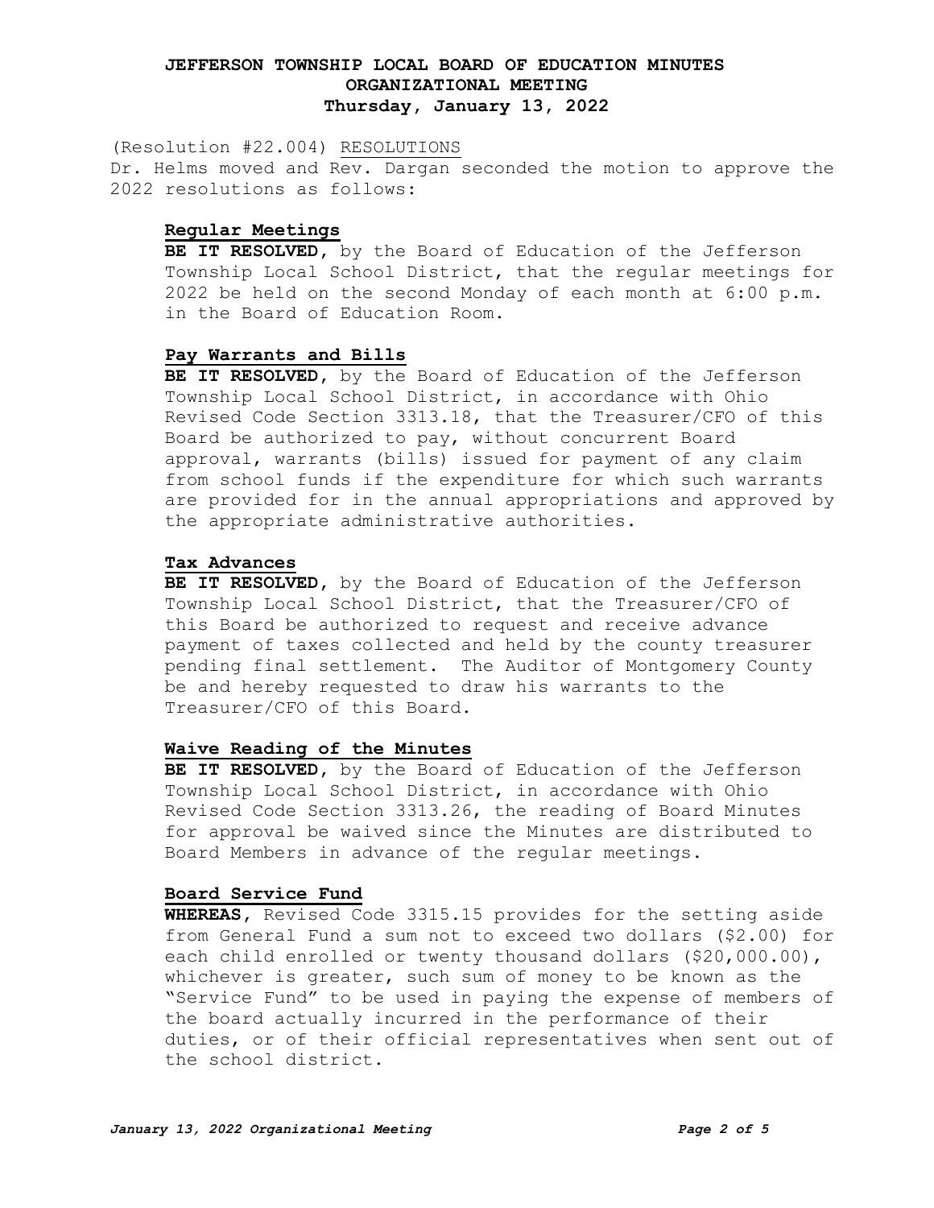# JEFFERSON TOWNSHIP LOCAL BOARD OF EDUCATION MINUTES
## ORGANIZATIONAL MEETING
### Thursday, January 13, 2022

(Resolution #22.004) RESOLUTIONS
Dr. Helms moved and Rev. Dargan seconded the motion to approve the 2022 resolutions as follows:

**Regular Meetings**
**BE IT RESOLVED**, by the Board of Education of the Jefferson Township Local School District, that the regular meetings for 2022 be held on the second Monday of each month at 6:00 p.m. in the Board of Education Room.

**Pay Warrants and Bills**
**BE IT RESOLVED**, by the Board of Education of the Jefferson Township Local School District, in accordance with Ohio Revised Code Section 3313.18, that the Treasurer/CFO of this Board be authorized to pay, without concurrent Board approval, warrants (bills) issued for payment of any claim from school funds if the expenditure for which such warrants are provided for in the annual appropriations and approved by the appropriate administrative authorities.

**Tax Advances**
**BE IT RESOLVED**, by the Board of Education of the Jefferson Township Local School District, that the Treasurer/CFO of this Board be authorized to request and receive advance payment of taxes collected and held by the county treasurer pending final settlement. The Auditor of Montgomery County be and hereby requested to draw his warrants to the Treasurer/CFO of this Board.

**Waive Reading of the Minutes**
**BE IT RESOLVED**, by the Board of Education of the Jefferson Township Local School District, in accordance with Ohio Revised Code Section 3313.26, the reading of Board Minutes for approval be waived since the Minutes are distributed to Board Members in advance of the regular meetings.

**Board Service Fund**
**WHEREAS**, Revised Code 3315.15 provides for the setting aside from General Fund a sum not to exceed two dollars ($2.00) for each child enrolled or twenty thousand dollars ($20,000.00), whichever is greater, such sum of money to be known as the "Service Fund" to be used in paying the expense of members of the board actually incurred in the performance of their duties, or of their official representatives when sent out of the school district.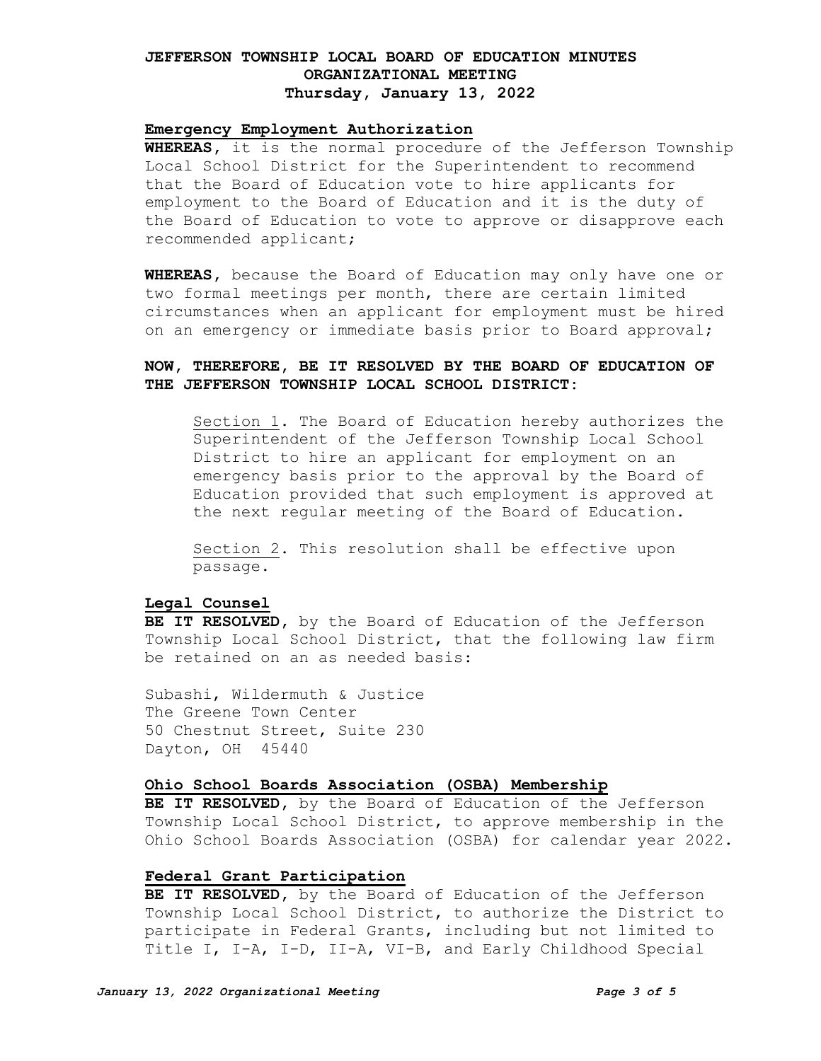# JEFFERSON TOWNSHIP LOCAL BOARD OF EDUCATION MINUTES
## ORGANIZATIONAL MEETING
### Thursday, January 13, 2022

**Emergency Employment Authorization**

**WHEREAS,** it is the normal procedure of the Jefferson Township Local School District for the Superintendent to recommend that the Board of Education vote to hire applicants for employment to the Board of Education and it is the duty of the Board of Education to vote to approve or disapprove each recommended applicant;

**WHEREAS,** because the Board of Education may only have one or two formal meetings per month, there are certain limited circumstances when an applicant for employment must be hired on an emergency or immediate basis prior to Board approval;

**NOW, THEREFORE, BE IT RESOLVED BY THE BOARD OF EDUCATION OF THE JEFFERSON TOWNSHIP LOCAL SCHOOL DISTRICT:**

> Section 1. The Board of Education hereby authorizes the Superintendent of the Jefferson Township Local School District to hire an applicant for employment on an emergency basis prior to the approval by the Board of Education provided that such employment is approved at the next regular meeting of the Board of Education.
>
> Section 2. This resolution shall be effective upon passage.

**Legal Counsel**

**BE IT RESOLVED,** by the Board of Education of the Jefferson Township Local School District, that the following law firm be retained on an as needed basis:

Subashi, Wildermuth & Justice
The Greene Town Center
50 Chestnut Street, Suite 230
Dayton, OH 45440

**Ohio School Boards Association (OSBA) Membership**

**BE IT RESOLVED,** by the Board of Education of the Jefferson Township Local School District, to approve membership in the Ohio School Boards Association (OSBA) for calendar year 2022.

**Federal Grant Participation**

**BE IT RESOLVED,** by the Board of Education of the Jefferson Township Local School District, to authorize the District to participate in Federal Grants, including but not limited to Title I, I-A, I-D, II-A, VI-B, and Early Childhood Special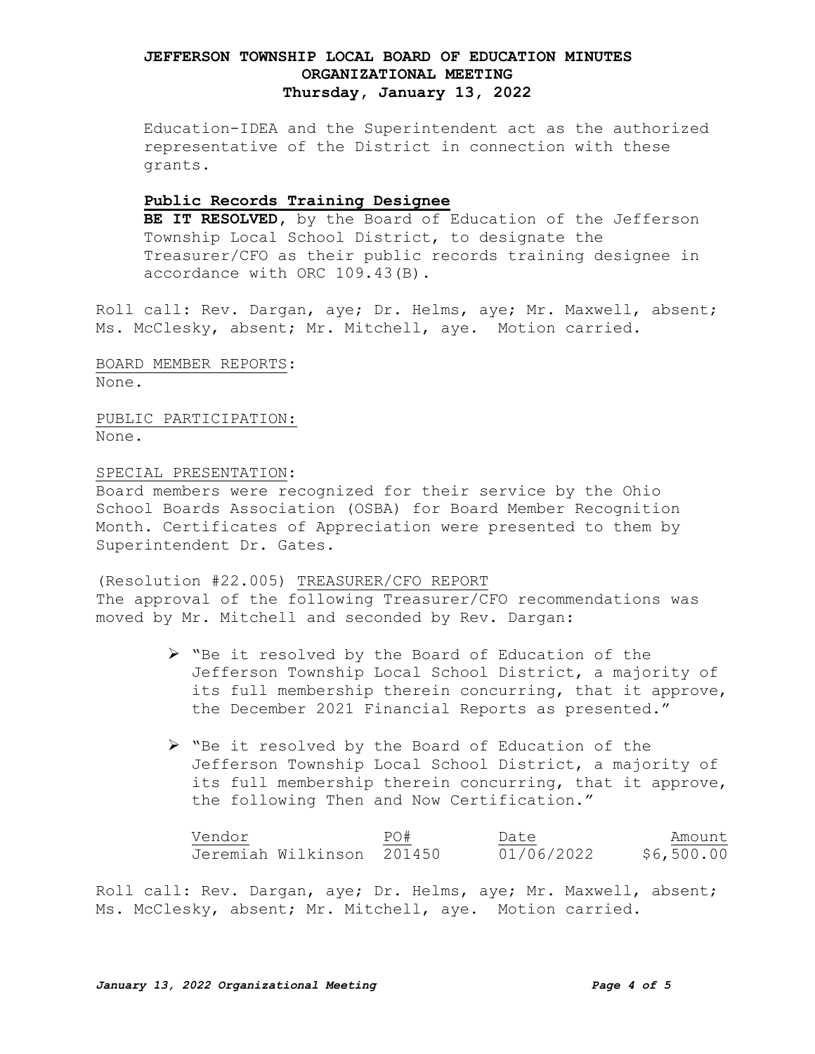Education-IDEA and the Superintendent act as the authorized representative of the District in connection with these grants.

**Public Records Training Designee**

**BE IT RESOLVED**, by the Board of Education of the Jefferson Township Local School District, to designate the Treasurer/CFO as their public records training designee in accordance with ORC 109.43(B).

Roll call: Rev. Dargan, aye; Dr. Helms, aye; Mr. Maxwell, absent; Ms. McClesky, absent; Mr. Mitchell, aye. Motion carried.

BOARD MEMBER REPORTS:
None.

PUBLIC PARTICIPATION:
None.

SPECIAL PRESENTATION:
Board members were recognized for their service by the Ohio School Boards Association (OSBA) for Board Member Recognition Month. Certificates of Appreciation were presented to them by Superintendent Dr. Gates.

(Resolution #22.005) TREASURER/CFO REPORT
The approval of the following Treasurer/CFO recommendations was moved by Mr. Mitchell and seconded by Rev. Dargan:

- "Be it resolved by the Board of Education of the Jefferson Township Local School District, a majority of its full membership therein concurring, that approve, the December 2021 Financial Reports as presented."
- "Be it resolved by the Board of Education of the Jefferson Township Local School District, a majority of its full membership therein concurring, that it approve, the following Then and Now Certification."

| Vendor | PO# | Date | Amount |
|---|---|---|---|
| Jeremiah Wilkinson | 201450 | 01/06/2022 | $6,500.00 |

Roll call: Rev. Dargan, aye; Dr. Helms, aye; Mr. Maxwell, absent; Ms. McClesky, absent; Mr. Mitchell, aye. Motion carried.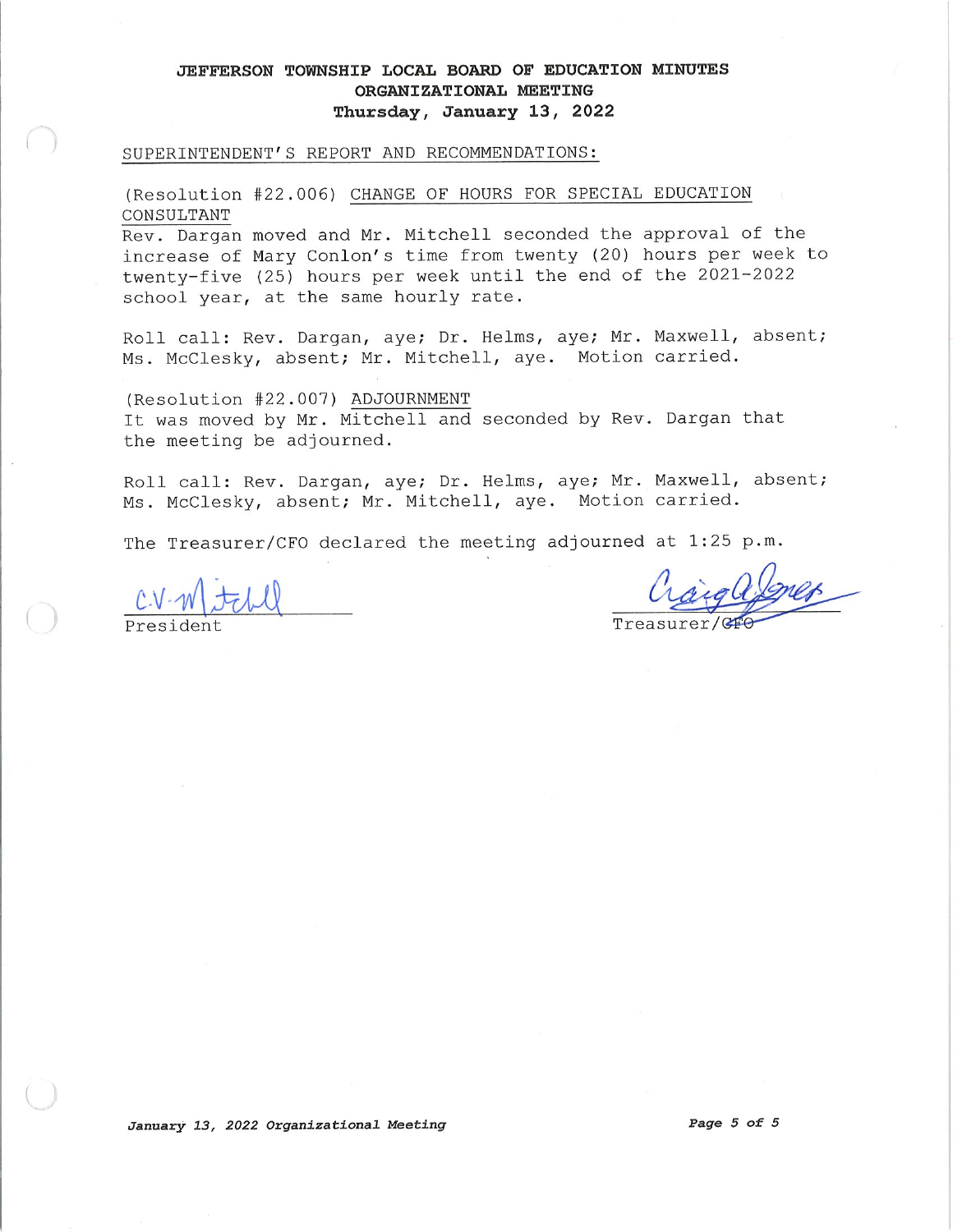# JEFFERSON TOWNSHIP LOCAL BOARD OF EDUCATION MINUTES
## ORGANIZATIONAL MEETING
## Thursday, January 13, 2022

SUPERINTENDENT'S REPORT AND RECOMMENDATIONS:

(Resolution #22.006) CHANGE OF HOURS FOR SPECIAL EDUCATION CONSULTANT
Rev. Dargan moved and Mr. Mitchell seconded the approval of the increase of Mary Conlon's time from twenty (20) hours per week to twenty-five (25) hours per week until the end of the 2021-2022 school year, at the same hourly rate.

Roll call: Rev. Dargan, aye; Dr. Helms, aye; Mr. Maxwell, absent; Ms. McClesky, absent; Mr. Mitchell, aye. Motion carried.

(Resolution #22.007) ADJOURNMENT
It was moved by Mr. Mitchell and seconded by Rev. Dargan that the meeting be adjourned.

Roll call: Rev. Dargan, aye; Dr. Helms, aye; Mr. Maxwell, absent; Ms. McClesky, absent; Mr. Mitchell, aye. Motion carried.

The Treasurer/CFO declared the meeting adjourned at 1:25 p.m.

C.V. Mitchell
President

Craig A. Jones
Treasurer/CFO